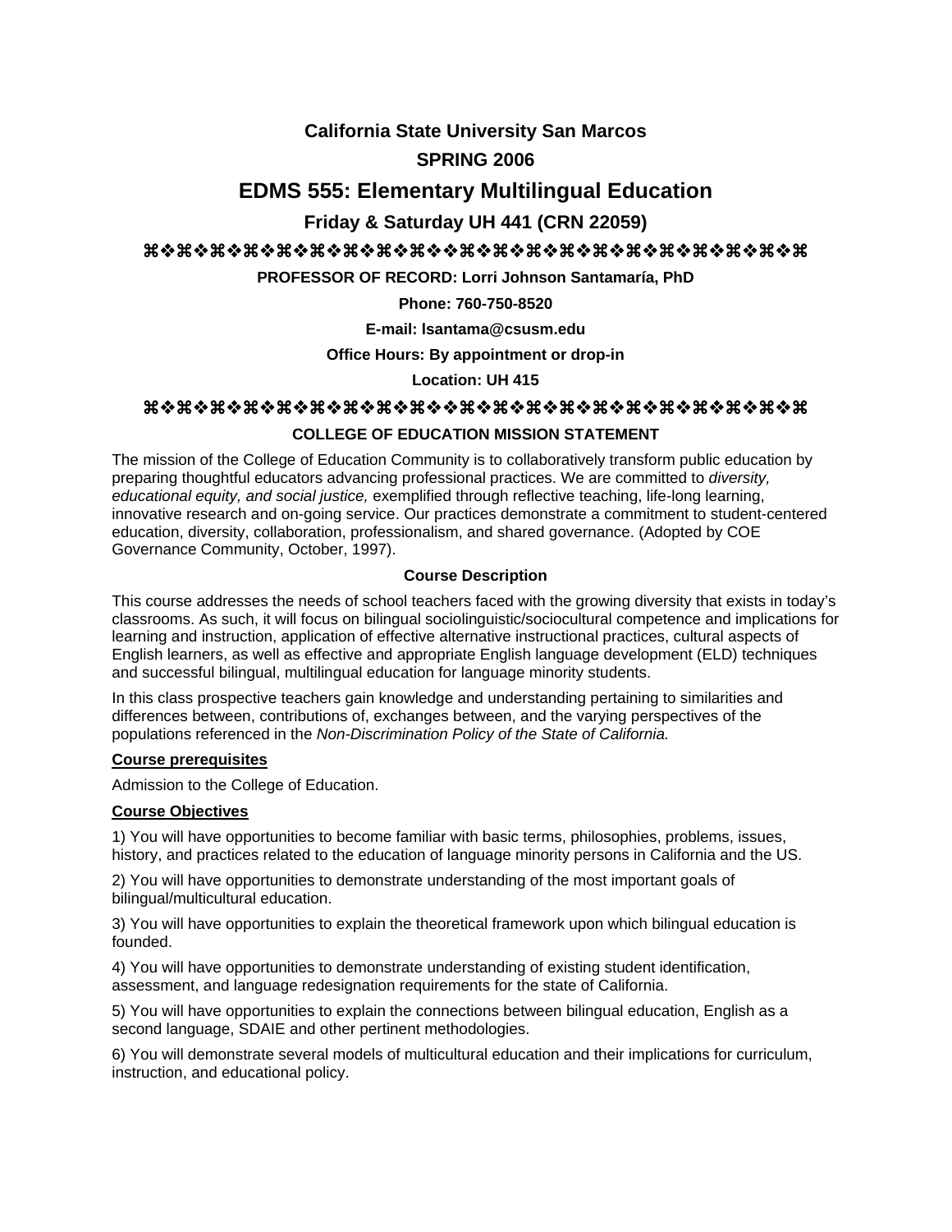# California State University San Marcos

## SPRING 2006

# EDMS 555: Elementary Multilingual Education

## Friday & Saturday UH 441 (CRN 22059)

⌘❖⌘❖⌘❖⌘❖⌘❖⌘❖⌘❖⌘❖⌘❖⌘❖⌘❖⌘❖⌘❖⌘❖⌘❖⌘❖⌘❖⌘❖⌘❖⌘❖⌘

**PROFESSOR OF RECORD: Lorri Johnson Santamaría, PhD**

**Phone: 760-750-8520**

**E-mail: lsantama@csusm.edu**

**Office Hours: By appointment or drop-in**

**Location: UH 415**

⌘❖⌘❖⌘❖⌘❖⌘❖⌘❖⌘❖⌘❖⌘❖⌘❖⌘❖⌘❖⌘❖⌘❖⌘❖⌘❖⌘❖⌘❖⌘❖⌘❖⌘

### COLLEGE OF EDUCATION MISSION STATEMENT

The mission of the College of Education Community is to collaboratively transform public education by preparing thoughtful educators advancing professional practices. We are committed to *diversity, educational equity, and social justice,* exemplified through reflective teaching, life-long learning, innovative research and on-going service. Our practices demonstrate a commitment to student-centered education, diversity, collaboration, professionalism, and shared governance. (Adopted by COE Governance Community, October, 1997).

### Course Description

This course addresses the needs of school teachers faced with the growing diversity that exists in today's classrooms. As such, it will focus on bilingual sociolinguistic/sociocultural competence and implications for learning and instruction, application of effective alternative instructional practices, cultural aspects of English learners, as well as effective and appropriate English language development (ELD) techniques and successful bilingual, multilingual education for language minority students.

In this class prospective teachers gain knowledge and understanding pertaining to similarities and differences between, contributions of, exchanges between, and the varying perspectives of the populations referenced in the *Non-Discrimination Policy of the State of California.*

**Course prerequisites**

Admission to the College of Education.

**Course Objectives**

1) You will have opportunities to become familiar with basic terms, philosophies, problems, issues, history, and practices related to the education of language minority persons in California and the US.

2) You will have opportunities to demonstrate understanding of the most important goals of bilingual/multicultural education.

3) You will have opportunities to explain the theoretical framework upon which bilingual education is founded.

4) You will have opportunities to demonstrate understanding of existing student identification, assessment, and language redesignation requirements for the state of California.

5) You will have opportunities to explain the connections between bilingual education, English as a second language, SDAIE and other pertinent methodologies.

6) You will demonstrate several models of multicultural education and their implications for curriculum, instruction, and educational policy.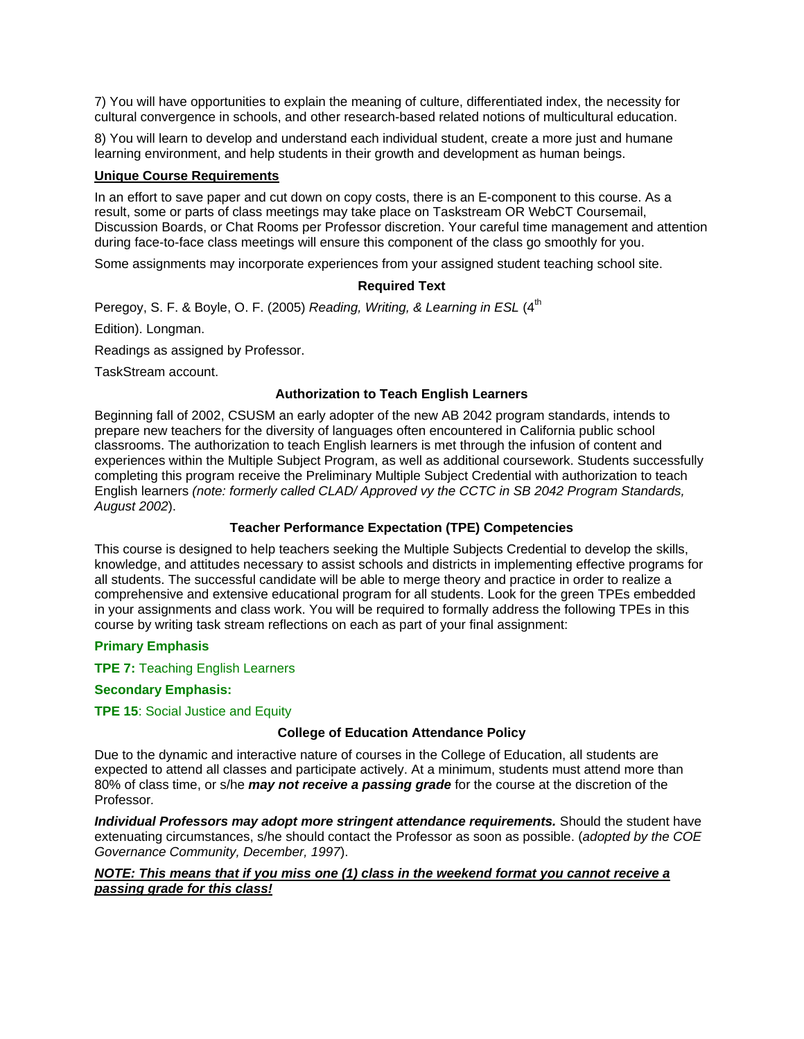7) You will have opportunities to explain the meaning of culture, differentiated index, the necessity for cultural convergence in schools, and other research-based related notions of multicultural education.

8) You will learn to develop and understand each individual student, create a more just and humane learning environment, and help students in their growth and development as human beings.

**Unique Course Requirements**

In an effort to save paper and cut down on copy costs, there is an E-component to this course. As a result, some or parts of class meetings may take place on Taskstream OR WebCT Coursemail, Discussion Boards, or Chat Rooms per Professor discretion. Your careful time management and attention during face-to-face class meetings will ensure this component of the class go smoothly for you.

Some assignments may incorporate experiences from your assigned student teaching school site.

### Required Text

Peregoy, S. F. & Boyle, O. F. (2005) *Reading, Writing, & Learning in ESL* (4th

Edition). Longman.

Readings as assigned by Professor.

TaskStream account.

### Authorization to Teach English Learners

Beginning fall of 2002, CSUSM an early adopter of the new AB 2042 program standards, intends to prepare new teachers for the diversity of languages often encountered in California public school classrooms. The authorization to teach English learners is met through the infusion of content and experiences within the Multiple Subject Program, as well as additional coursework. Students successfully completing this program receive the Preliminary Multiple Subject Credential with authorization to teach English learners *(note: formerly called CLAD/ Approved vy the CCTC in SB 2042 Program Standards, August 2002*).

### Teacher Performance Expectation (TPE) Competencies

This course is designed to help teachers seeking the Multiple Subjects Credential to develop the skills, knowledge, and attitudes necessary to assist schools and districts in implementing effective programs for all students. The successful candidate will be able to merge theory and practice in order to realize a comprehensive and extensive educational program for all students. Look for the green TPEs embedded in your assignments and class work. You will be required to formally address the following TPEs in this course by writing task stream reflections on each as part of your final assignment:

**Primary Emphasis**

**TPE 7:** Teaching English Learners

**Secondary Emphasis:**

**TPE 15**: Social Justice and Equity

### College of Education Attendance Policy

Due to the dynamic and interactive nature of courses in the College of Education, all students are expected to attend all classes and participate actively. At a minimum, students must attend more than 80% of class time, or s/he ***may not receive a passing grade*** for the course at the discretion of the Professor.

***Individual Professors may adopt more stringent attendance requirements.*** Should the student have extenuating circumstances, s/he should contact the Professor as soon as possible. (*adopted by the COE Governance Community, December, 1997*).

***<u>NOTE: This means that if you miss one (1) class in the weekend format you cannot receive a passing grade for this class!</u>***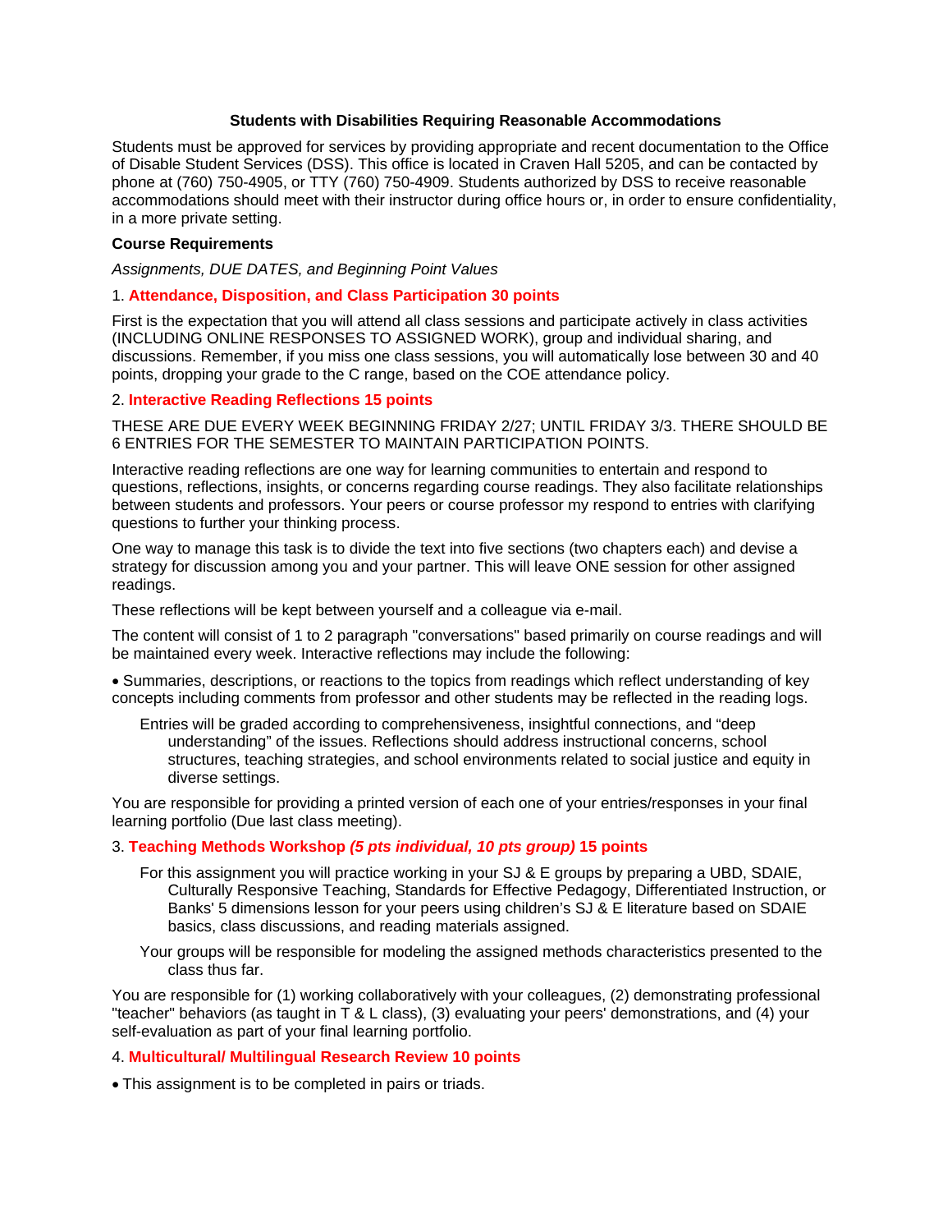**Students with Disabilities Requiring Reasonable Accommodations**

Students must be approved for services by providing appropriate and recent documentation to the Office of Disable Student Services (DSS). This office is located in Craven Hall 5205, and can be contacted by phone at (760) 750-4905, or TTY (760) 750-4909. Students authorized by DSS to receive reasonable accommodations should meet with their instructor during office hours or, in order to ensure confidentiality, in a more private setting.

**Course Requirements**

*Assignments, DUE DATES, and Beginning Point Values*

1. **Attendance, Disposition, and Class Participation 30 points**

First is the expectation that you will attend all class sessions and participate actively in class activities (INCLUDING ONLINE RESPONSES TO ASSIGNED WORK), group and individual sharing, and discussions. Remember, if you miss one class sessions, you will automatically lose between 30 and 40 points, dropping your grade to the C range, based on the COE attendance policy.

2. **Interactive Reading Reflections 15 points**

THESE ARE DUE EVERY WEEK BEGINNING FRIDAY 2/27; UNTIL FRIDAY 3/3. THERE SHOULD BE 6 ENTRIES FOR THE SEMESTER TO MAINTAIN PARTICIPATION POINTS.

Interactive reading reflections are one way for learning communities to entertain and respond to questions, reflections, insights, or concerns regarding course readings. They also facilitate relationships between students and professors. Your peers or course professor my respond to entries with clarifying questions to further your thinking process.

One way to manage this task is to divide the text into five sections (two chapters each) and devise a strategy for discussion among you and your partner. This will leave ONE session for other assigned readings.

These reflections will be kept between yourself and a colleague via e-mail.

The content will consist of 1 to 2 paragraph "conversations" based primarily on course readings and will be maintained every week. Interactive reflections may include the following:

- Summaries, descriptions, or reactions to the topics from readings which reflect understanding of key concepts including comments from professor and other students may be reflected in the reading logs.

  Entries will be graded according to comprehensiveness, insightful connections, and “deep understanding” of the issues. Reflections should address instructional concerns, school structures, teaching strategies, and school environments related to social justice and equity in diverse settings.

You are responsible for providing a printed version of each one of your entries/responses in your final learning portfolio (Due last class meeting).

3. **Teaching Methods Workshop *(5 pts individual, 10 pts group)* 15 points**

  For this assignment you will practice working in your SJ & E groups by preparing a UBD, SDAIE, Culturally Responsive Teaching, Standards for Effective Pedagogy, Differentiated Instruction, or Banks' 5 dimensions lesson for your peers using children’s SJ & E literature based on SDAIE basics, class discussions, and reading materials assigned.

  Your groups will be responsible for modeling the assigned methods characteristics presented to the class thus far.

You are responsible for (1) working collaboratively with your colleagues, (2) demonstrating professional "teacher" behaviors (as taught in T & L class), (3) evaluating your peers' demonstrations, and (4) your self-evaluation as part of your final learning portfolio.

4. **Multicultural/ Multilingual Research Review 10 points**

- This assignment is to be completed in pairs or triads.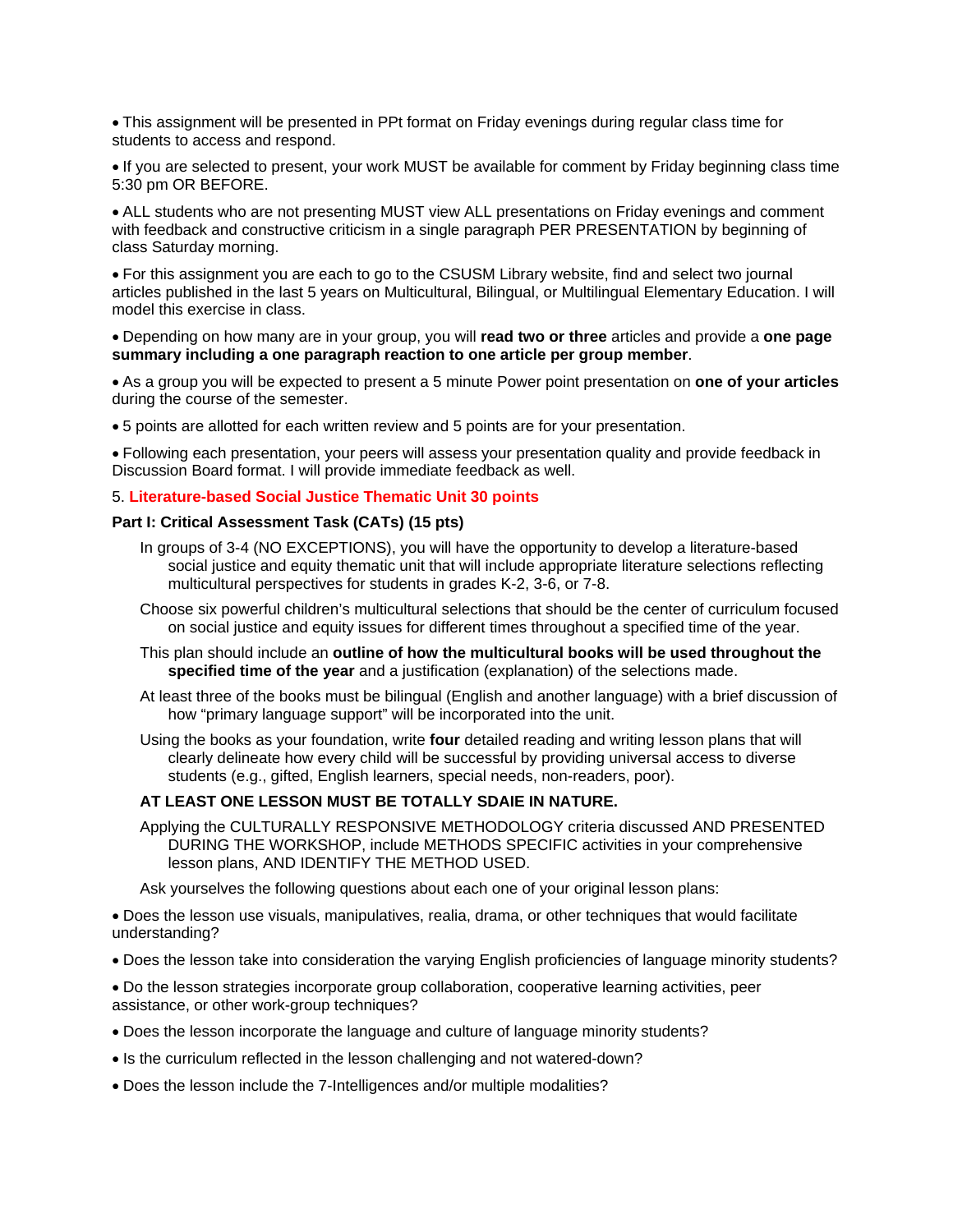- This assignment will be presented in PPt format on Friday evenings during regular class time for students to access and respond.
- If you are selected to present, your work MUST be available for comment by Friday beginning class time 5:30 pm OR BEFORE.
- ALL students who are not presenting MUST view ALL presentations on Friday evenings and comment with feedback and constructive criticism in a single paragraph PER PRESENTATION by beginning of class Saturday morning.
- For this assignment you are each to go to the CSUSM Library website, find and select two journal articles published in the last 5 years on Multicultural, Bilingual, or Multilingual Elementary Education. I will model this exercise in class.
- Depending on how many are in your group, you will **read two or three** articles and provide a **one page summary including a one paragraph reaction to one article per group member**.
- As a group you will be expected to present a 5 minute Power point presentation on **one of your articles** during the course of the semester.
- 5 points are allotted for each written review and 5 points are for your presentation.
- Following each presentation, your peers will assess your presentation quality and provide feedback in Discussion Board format. I will provide immediate feedback as well.

5. **Literature-based Social Justice Thematic Unit 30 points**

**Part I: Critical Assessment Task (CATs) (15 pts)**

In groups of 3-4 (NO EXCEPTIONS), you will have the opportunity to develop a literature-based social justice and equity thematic unit that will include appropriate literature selections reflecting multicultural perspectives for students in grades K-2, 3-6, or 7-8.

Choose six powerful children's multicultural selections that should be the center of curriculum focused on social justice and equity issues for different times throughout a specified time of the year.

This plan should include an **outline of how the multicultural books will be used throughout the specified time of the year** and a justification (explanation) of the selections made.

At least three of the books must be bilingual (English and another language) with a brief discussion of how "primary language support" will be incorporated into the unit.

Using the books as your foundation, write **four** detailed reading and writing lesson plans that will clearly delineate how every child will be successful by providing universal access to diverse students (e.g., gifted, English learners, special needs, non-readers, poor).

**AT LEAST ONE LESSON MUST BE TOTALLY SDAIE IN NATURE.**

Applying the CULTURALLY RESPONSIVE METHODOLOGY criteria discussed AND PRESENTED DURING THE WORKSHOP, include METHODS SPECIFIC activities in your comprehensive lesson plans, AND IDENTIFY THE METHOD USED.

Ask yourselves the following questions about each one of your original lesson plans:

- Does the lesson use visuals, manipulatives, realia, drama, or other techniques that would facilitate understanding?
- Does the lesson take into consideration the varying English proficiencies of language minority students?
- Do the lesson strategies incorporate group collaboration, cooperative learning activities, peer assistance, or other work-group techniques?
- Does the lesson incorporate the language and culture of language minority students?
- Is the curriculum reflected in the lesson challenging and not watered-down?
- Does the lesson include the 7-Intelligences and/or multiple modalities?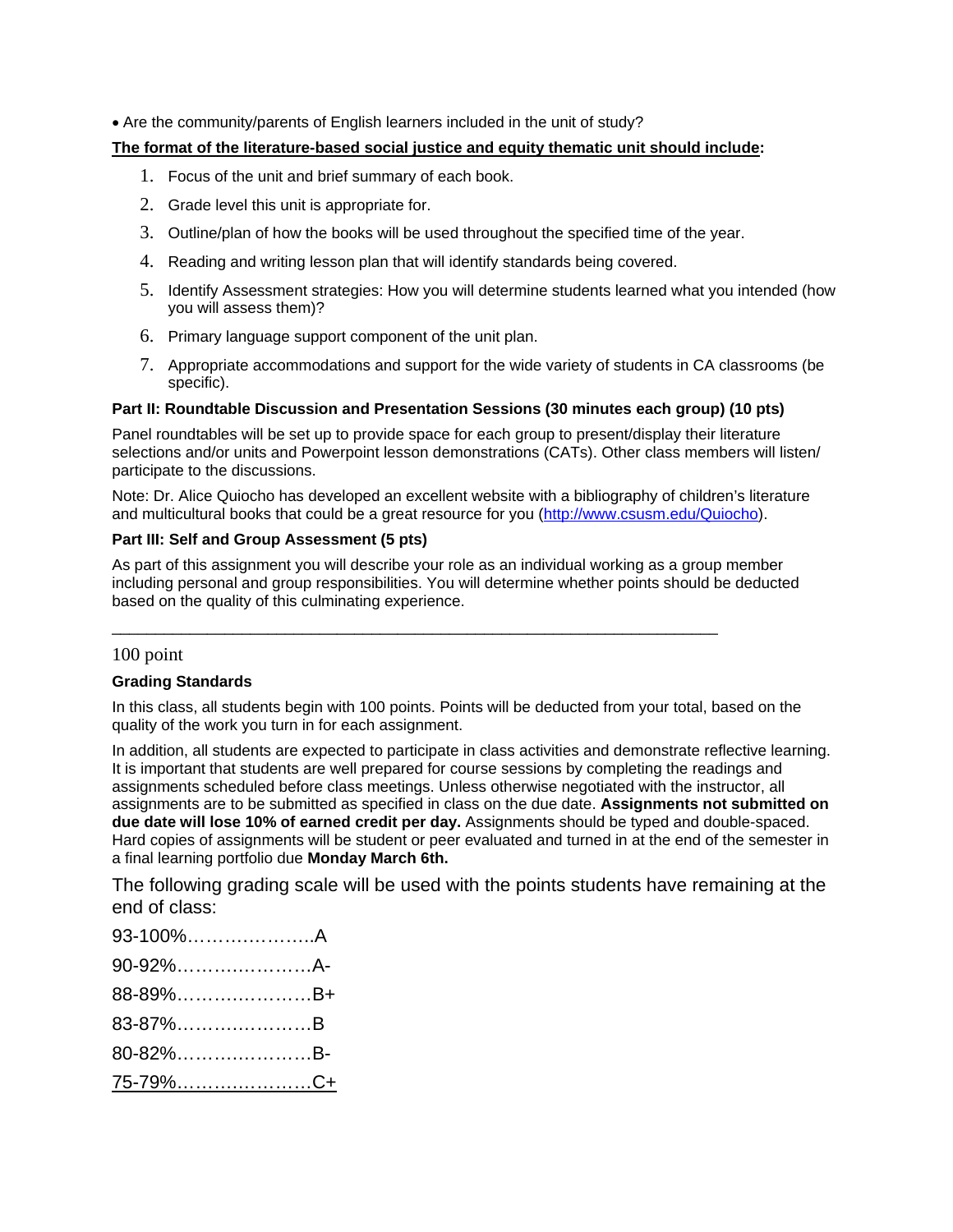- Are the community/parents of English learners included in the unit of study?

**The format of the literature-based social justice and equity thematic unit should include:**

1. Focus of the unit and brief summary of each book.
2. Grade level this unit is appropriate for.
3. Outline/plan of how the books will be used throughout the specified time of the year.
4. Reading and writing lesson plan that will identify standards being covered.
5. Identify Assessment strategies: How you will determine students learned what you intended (how you will assess them)?
6. Primary language support component of the unit plan.
7. Appropriate accommodations and support for the wide variety of students in CA classrooms (be specific).

**Part II: Roundtable Discussion and Presentation Sessions (30 minutes each group) (10 pts)**

Panel roundtables will be set up to provide space for each group to present/display their literature selections and/or units and Powerpoint lesson demonstrations (CATs). Other class members will listen/ participate to the discussions.

Note: Dr. Alice Quiocho has developed an excellent website with a bibliography of children's literature and multicultural books that could be a great resource for you (http://www.csusm.edu/Quiocho).

**Part III: Self and Group Assessment (5 pts)**

As part of this assignment you will describe your role as an individual working as a group member including personal and group responsibilities. You will determine whether points should be deducted based on the quality of this culminating experience.

---

100 point

**Grading Standards**

In this class, all students begin with 100 points. Points will be deducted from your total, based on the quality of the work you turn in for each assignment.

In addition, all students are expected to participate in class activities and demonstrate reflective learning. It is important that students are well prepared for course sessions by completing the readings and assignments scheduled before class meetings. Unless otherwise negotiated with the instructor, all assignments are to be submitted as specified in class on the due date. **Assignments not submitted on due date will lose 10% of earned credit per day.** Assignments should be typed and double-spaced. Hard copies of assignments will be student or peer evaluated and turned in at the end of the semester in a final learning portfolio due **Monday March 6th.**

The following grading scale will be used with the points students have remaining at the end of class:

93-100%…………………A

90-92%…………………A-

88-89%…………………B+

83-87%…………………B

80-82%…………………B-

75-79%…………………C+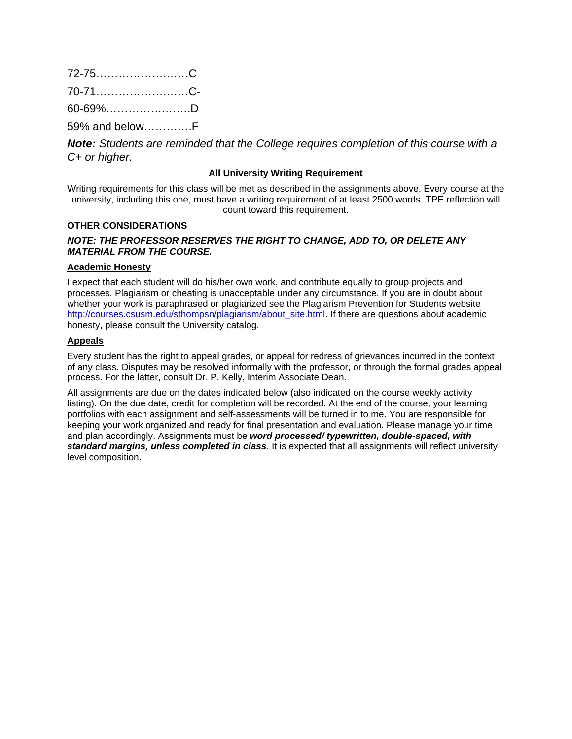72-75……………….……C

70-71……………….……C-

60-69%………………….D

59% and below………….F

***Note:*** *Students are reminded that the College requires completion of this course with a C+ or higher.*

**All University Writing Requirement**

Writing requirements for this class will be met as described in the assignments above. Every course at the university, including this one, must have a writing requirement of at least 2500 words. TPE reflection will count toward this requirement.

**OTHER CONSIDERATIONS**

***NOTE: THE PROFESSOR RESERVES THE RIGHT TO CHANGE, ADD TO, OR DELETE ANY MATERIAL FROM THE COURSE.***

**Academic Honesty**

I expect that each student will do his/her own work, and contribute equally to group projects and processes. Plagiarism or cheating is unacceptable under any circumstance. If you are in doubt about whether your work is paraphrased or plagiarized see the Plagiarism Prevention for Students website http://courses.csusm.edu/sthompsn/plagiarism/about_site.html. If there are questions about academic honesty, please consult the University catalog.

**Appeals**

Every student has the right to appeal grades, or appeal for redress of grievances incurred in the context of any class. Disputes may be resolved informally with the professor, or through the formal grades appeal process. For the latter, consult Dr. P. Kelly, Interim Associate Dean.

All assignments are due on the dates indicated below (also indicated on the course weekly activity listing). On the due date, credit for completion will be recorded. At the end of the course, your learning portfolios with each assignment and self-assessments will be turned in to me. You are responsible for keeping your work organized and ready for final presentation and evaluation. Please manage your time and plan accordingly. Assignments must be ***word processed/ typewritten, double-spaced, with standard margins, unless completed in class***. It is expected that all assignments will reflect university level composition.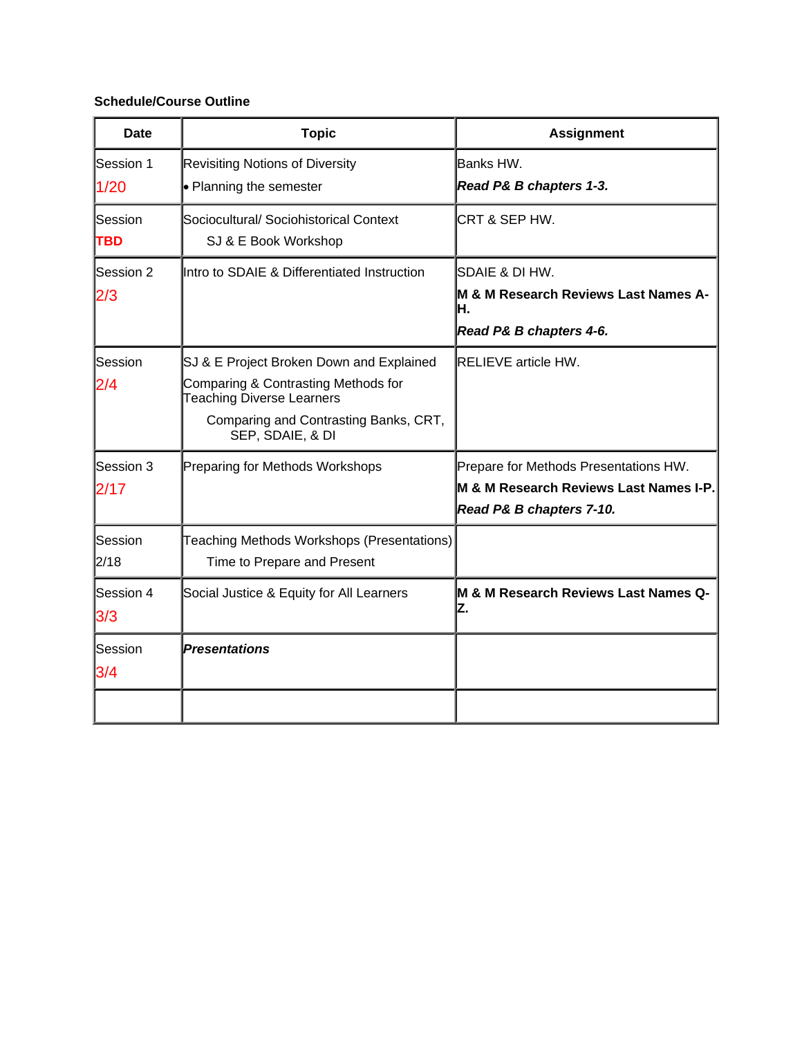**Schedule/Course Outline**

| Date | Topic | Assignment |
|---|---|---|
| Session 1 1/20 | Revisiting Notions of Diversity<br>• Planning the semester | Banks HW.<br>***Read P& B chapters 1-3.*** |
| Session **TBD** | Sociocultural/ Sociohistorical Context<br>SJ & E Book Workshop | CRT & SEP HW. |
| Session 2 2/3 | Intro to SDAIE & Differentiated Instruction | SDAIE & DI HW.<br>**M & M Research Reviews Last Names A-H.**<br>***Read P& B chapters 4-6.*** |
| Session 2/4 | SJ & E Project Broken Down and Explained<br>Comparing & Contrasting Methods for Teaching Diverse Learners<br>Comparing and Contrasting Banks, CRT, SEP, SDAIE, & DI | RELIEVE article HW. |
| Session 3 2/17 | Preparing for Methods Workshops | Prepare for Methods Presentations HW.<br>**M & M Research Reviews Last Names I-P.**<br>***Read P& B chapters 7-10.*** |
| Session 2/18 | Teaching Methods Workshops (Presentations)<br>Time to Prepare and Present | |
| Session 4 3/3 | Social Justice & Equity for All Learners | **M & M Research Reviews Last Names Q-Z.** |
| Session 3/4 | ***Presentations*** | |
| | | |